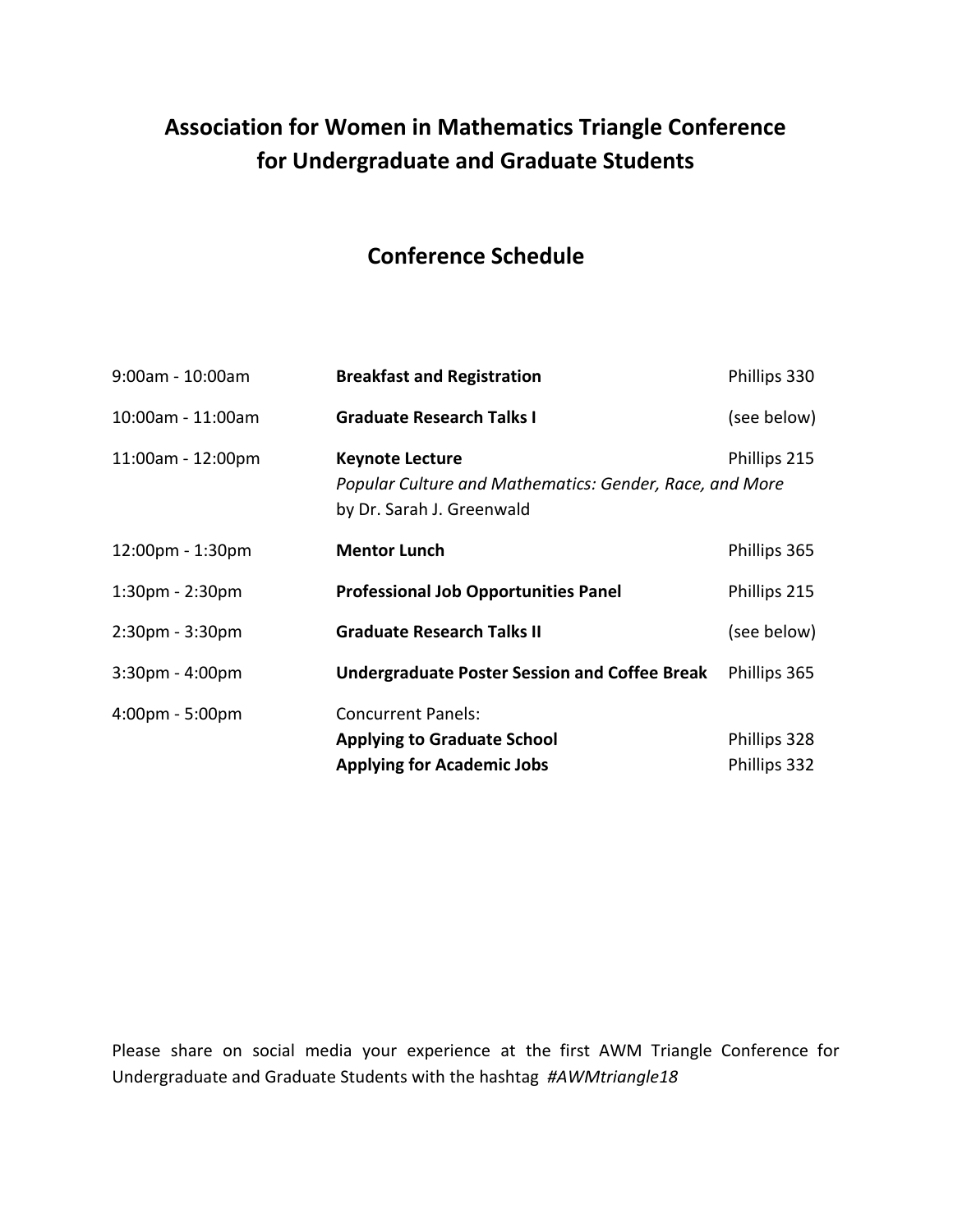# Association for Women in Mathematics Triangle Conference for Undergraduate and Graduate Students

## Conference Schedule

| | | |
|---|---|---|
| 9:00am - 10:00am | **Breakfast and Registration** | Phillips 330 |
| 10:00am - 11:00am | **Graduate Research Talks I** | (see below) |
| 11:00am - 12:00pm | **Keynote Lecture**<br>*Popular Culture and Mathematics: Gender, Race, and More*<br>by Dr. Sarah J. Greenwald | Phillips 215 |
| 12:00pm - 1:30pm | **Mentor Lunch** | Phillips 365 |
| 1:30pm - 2:30pm | **Professional Job Opportunities Panel** | Phillips 215 |
| 2:30pm - 3:30pm | **Graduate Research Talks II** | (see below) |
| 3:30pm - 4:00pm | **Undergraduate Poster Session and Coffee Break** | Phillips 365 |
| 4:00pm - 5:00pm | Concurrent Panels:<br>**Applying to Graduate School**<br>**Applying for Academic Jobs** | <br>Phillips 328<br>Phillips 332 |

Please share on social media your experience at the first AWM Triangle Conference for Undergraduate and Graduate Students with the hashtag *#AWMtriangle18*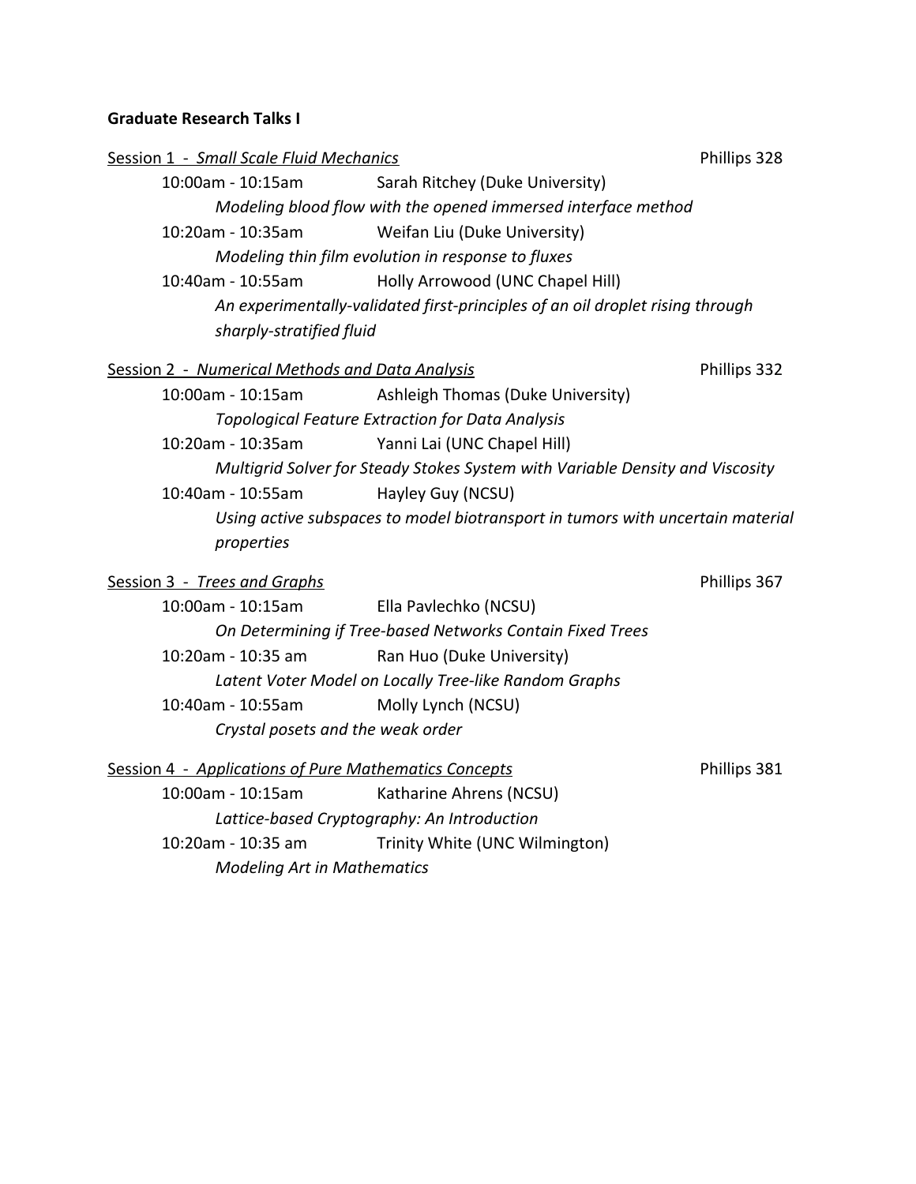**Graduate Research Talks I**

<u>Session 1 - *Small Scale Fluid Mechanics*</u> Phillips 328

10:00am - 10:15am Sarah Ritchey (Duke University)

*Modeling blood flow with the opened immersed interface method*

10:20am - 10:35am Weifan Liu (Duke University)

*Modeling thin film evolution in response to fluxes*

10:40am - 10:55am Holly Arrowood (UNC Chapel Hill)

*An experimentally-validated first-principles of an oil droplet rising through sharply-stratified fluid*

<u>Session 2 - *Numerical Methods and Data Analysis*</u> Phillips 332

10:00am - 10:15am Ashleigh Thomas (Duke University)

*Topological Feature Extraction for Data Analysis*

10:20am - 10:35am Yanni Lai (UNC Chapel Hill)

*Multigrid Solver for Steady Stokes System with Variable Density and Viscosity*

10:40am - 10:55am Hayley Guy (NCSU)

*Using active subspaces to model biotransport in tumors with uncertain material properties*

<u>Session 3 - *Trees and Graphs*</u> Phillips 367

10:00am - 10:15am Ella Pavlechko (NCSU)

*On Determining if Tree-based Networks Contain Fixed Trees*

10:20am - 10:35 am Ran Huo (Duke University)

*Latent Voter Model on Locally Tree-like Random Graphs*

10:40am - 10:55am Molly Lynch (NCSU)

*Crystal posets and the weak order*

<u>Session 4 - *Applications of Pure Mathematics Concepts*</u> Phillips 381

10:00am - 10:15am Katharine Ahrens (NCSU)

*Lattice-based Cryptography: An Introduction*

10:20am - 10:35 am Trinity White (UNC Wilmington)

*Modeling Art in Mathematics*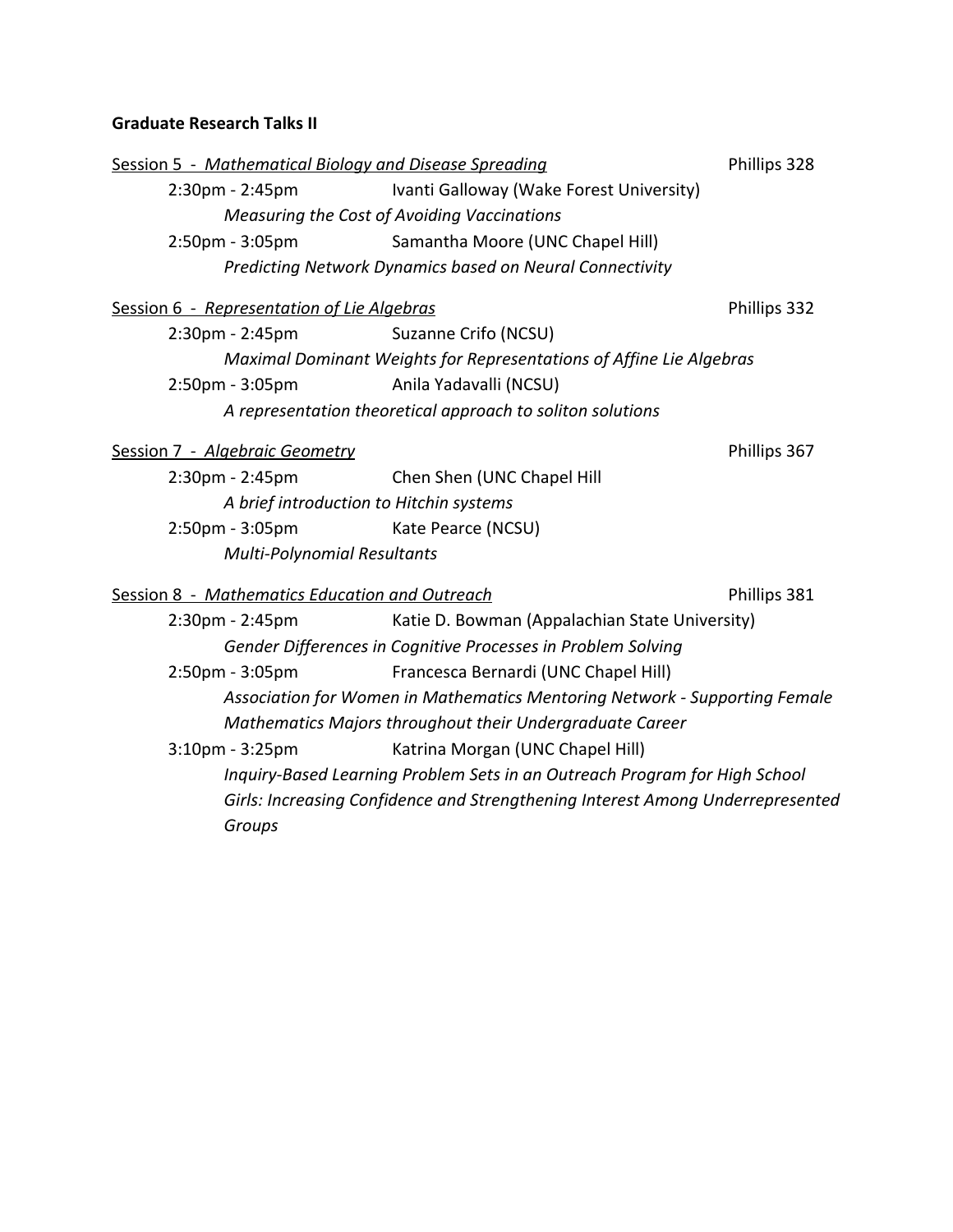**Graduate Research Talks II**

Session 5 - *Mathematical Biology and Disease Spreading* Phillips 328

2:30pm - 2:45pm Ivanti Galloway (Wake Forest University)

*Measuring the Cost of Avoiding Vaccinations*

2:50pm - 3:05pm Samantha Moore (UNC Chapel Hill)

*Predicting Network Dynamics based on Neural Connectivity*

Session 6 - *Representation of Lie Algebras* Phillips 332

2:30pm - 2:45pm Suzanne Crifo (NCSU)

*Maximal Dominant Weights for Representations of Affine Lie Algebras*

2:50pm - 3:05pm Anila Yadavalli (NCSU)

*A representation theoretical approach to soliton solutions*

Session 7 - *Algebraic Geometry* Phillips 367

2:30pm - 2:45pm Chen Shen (UNC Chapel Hill

*A brief introduction to Hitchin systems*

2:50pm - 3:05pm Kate Pearce (NCSU)

*Multi-Polynomial Resultants*

Session 8 - *Mathematics Education and Outreach* Phillips 381

2:30pm - 2:45pm Katie D. Bowman (Appalachian State University)

*Gender Differences in Cognitive Processes in Problem Solving*

2:50pm - 3:05pm Francesca Bernardi (UNC Chapel Hill)

*Association for Women in Mathematics Mentoring Network - Supporting Female Mathematics Majors throughout their Undergraduate Career*

3:10pm - 3:25pm Katrina Morgan (UNC Chapel Hill)

*Inquiry-Based Learning Problem Sets in an Outreach Program for High School Girls: Increasing Confidence and Strengthening Interest Among Underrepresented Groups*